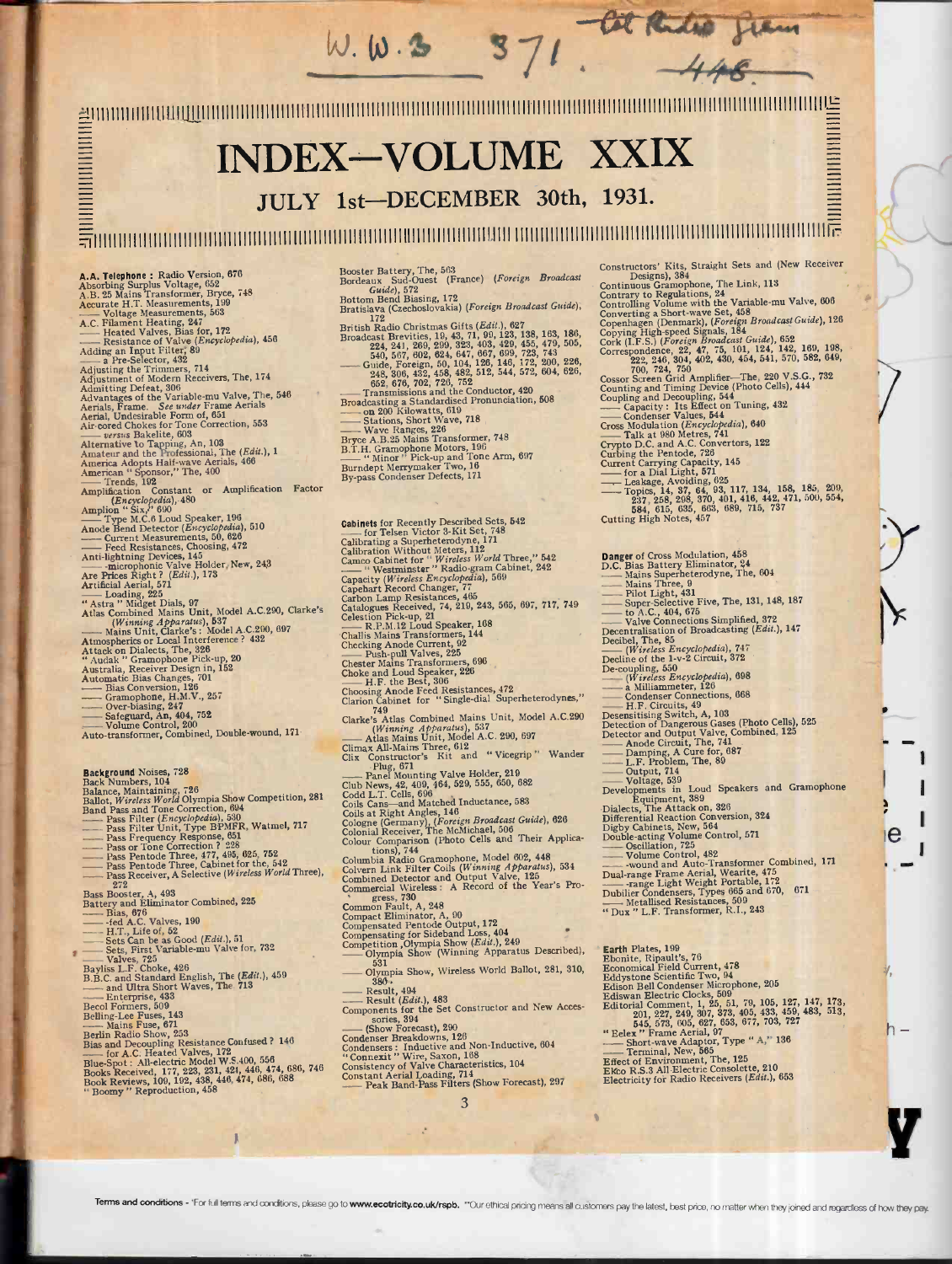# INDEX—VOLUME XXIX

## JULY 1st—DECEMBER 30th, 1931.

**A.A. Telephone**: Radio Version, 676
Absorbing Surplus Voltage, 652
A.B. 25 Mains Transformer, Bryce, 748
Accurate H.T. Measurements, 199
—— Voltage Measurements, 563
A.C. Filament Heating, 247
—— Heated Valves, Bias for, 172
—— Resistance of Valve (*Encyclopedia*), 456
Adding an Input Filter, 89
—— a Pre-Selector, 432
Adjusting the Trimmers, 714
Adjustment of Modern Receivers, The, 174
Admitting Defeat, 306
Advantages of the Variable-mu Valve, The, 546
Aerials, Frame. *See under* Frame Aerials
Aerial, Undesirable Form of, 651
Air-cored Chokes for Tone Correction, 553
—— *versus* Bakelite, 603
Alternative to Tapping, An, 103
Amateur and the Professional, The (*Edit.*), 1
America Adopts Half-wave Aerials, 466
American "Sponsor," The, 400
—— Trends, 192
Amplification Constant or Amplification Factor (*Encyclopedia*), 480
Amplion "Six," 690
—— Type M.C.6 Loud Speaker, 196
Anode Bend Detector (*Encyclopedia*), 510
—— Current Measurements, 50, 626
—— Feed Resistances, Choosing, 472
Anti-lightning Devices, 145
—— -microphonic Valve Holder, New, 243
Are Prices Right? (*Edit.*), 173
Artificial Aerial, 571
—— Loading, 225
"Astra" Midget Dials, 97
Atlas Combined Mains Unit, Model A.C.290, Clarke's (*Winning Apparatus*), 537
—— Mains Unit, Clarke's: Model A.C.290, 697
Atmospherics or Local Interference? 432
Attack on Dialects, The, 326
"Audak" Gramophone Pick-up, 20
Australia, Receiver Design in, 152
Automatic Bias Changes, 701
—— Bias Conversion, 126
—— Gramophone, H.M.V., 257
—— Over-biasing, 247
—— Safeguard, An, 404, 752
—— Volume Control, 200
Auto-transformer, Combined, Double-wound, 171

**Background** Noises, 728
Back Numbers, 104
Balance, Maintaining, 726
Ballot, *Wireless World* Olympia Show Competition, 281
Band Pass and Tone Correction, 604
—— Pass Filter (*Encyclopedia*), 530
—— Pass Filter Unit, Type BPMFR, Watmel, 717
—— Pass Frequency Response, 651
—— Pass or Tone Correction? 228
—— Pass Pentode Three, 477, 495, 625, 752
—— Pass Pentode Three, Cabinet for the, 542
—— Pass Receiver, A Selective (*Wireless World* Three), 272
Bass Booster, A, 493
Battery and Eliminator Combined, 225
—— Bias, 676
—— -fed A.C. Valves, 190
—— H.T., Life of, 52
—— Sets Can be as Good (*Edit.*), 51
—— Sets, First Variable-mu Valve for, 732
—— Valves, 725
Bayliss L.F. Choke, 426
B.B.C. and Standard English, The (*Edit.*), 459
—— and Ultra Short Waves, The 713
—— Enterprise, 433
Becol Formers, 509
Belling-Lee Fuses, 143
—— Mains Fuse, 671
Berlin Radio Show, 253
Bias and Decoupling Resistance Confused? 146
—— for A.C. Heated Valves, 172
Blue-Spot: All-electric Model W.S.400, 556
Books Received, 177, 223, 231, 421, 446, 474, 686, 746
Book Reviews, 109, 192, 438, 446, 474, 686, 688
"Boomy" Reproduction, 458

Booster Battery, The, 563
Bordeaux Sud-Ouest (France) (*Foreign Broadcast Guide*), 572
Bottom Bend Biasing, 172
Bratislava (Czechoslovakia) (*Foreign Broadcast Guide*), 172
British Radio Christmas Gifts (*Edit.*), 627
Broadcast Brevities, 19, 43, 71, 99, 123, 138, 163, 186, 224, 241, 269, 299, 323, 403, 429, 455, 479, 505, 540, 567, 602, 624, 647, 667, 699, 723, 743
—— Guide, Foreign, 50, 104, 126, 146, 172, 200, 226, 248, 306, 432, 458, 482, 512, 544, 572, 604, 626, 652, 676, 702, 726, 752
—— Transmissions and the Conductor, 420
Broadcasting a Standardised Pronunciation, 508
—— on 200 Kilowatts, 619
—— Stations, Short Wave, 718
—— Wave Ranges, 226
Bryce A.B.25 Mains Transformer, 748
B.T.H. Gramophone Motors, 196
—— "Minor" Pick-up and Tone Arm, 697
Burndept Merrymaker Two, 16
By-pass Condenser Defects, 171

**Cabinets** for Recently Described Sets, 542
—— for Telsen Victor 3-Kit Set, 748
Calibrating a Superheterodyne, 171
Calibration Without Meters, 112
Camco Cabinet for "*Wireless World* Three," 542
—— "Westminster" Radio-gram Cabinet, 242
Capacity (*Wireless Encyclopedia*), 569
Capehart Record Changer, 77
Carbon Lamp Resistances, 465
Catalogues Received, 74, 219, 243, 565, 697, 717, 749
Celestion Pick-up, 21
—— R.P.M.12 Loud Speaker, 168
Challis Mains Transformers, 144
Checking Anode Current, 92
—— Push-pull Valves, 225
Chester Mains Transformers, 696
Choke and Loud Speaker, 226
—— H.F. the Best, 306
Choosing Anode Feed Resistances, 472
Clarion Cabinet for "Single-dial Superheterodynes," 749
Clarke's Atlas Combined Mains Unit, Model A.C.290 (*Winning Apparatus*), 537
—— Atlas Mains Unit, Model A.C. 290, 697
Climax All-Mains Three, 612
Clix Constructor's Kit and "Vicegrip" Wander Plug, 671
—— Panel Mounting Valve Holder, 219
Club News, 42, 409, 464, 529, 555, 650, 682
Codd L.T. Cells, 696
Coils Cans—and Matched Inductance, 583
Coils at Right Angles, 146
Cologne (Germany), (*Foreign Broadcast Guide*), 626
Colonial Receiver, The McMichael, 506
Colour Comparison (Photo Cells and Their Applications), 744
Columbia Radio Gramophone, Model 602, 448
Colvern Link Filter Coils (*Winning Apparatus*), 534
Combined Detector and Output Valve, 125
Commercial Wireless: A Record of the Year's Progress, 730
Common Fault, A, 248
Compact Eliminator, A, 90
Compensated Pentode Output, 172
Compensating for Sideband Loss, 404
Competition, Olympia Show (*Edit.*), 249
—— Olympia Show (Winning Apparatus Described), 531
—— Olympia Show, Wireless World Ballot, 281, 310, 380
—— Result, 494
—— Result (*Edit.*), 483
Components for the Set Constructor and New Accessories, 394
—— (Show Forecast), 290
Condenser Breakdowns, 126
Condensers: Inductive and Non-Inductive, 604
"Connexit" Wire, Saxon, 168
Consistency of Valve Characteristics, 104
Constant Aerial Loading, 714
—— Peak Band-Pass Filters (Show Forecast), 297

Constructors' Kits, Straight Sets and (New Receiver Designs), 384
Continuous Gramophone, The Link, 113
Contrary to Regulations, 24
Controlling Volume with the Variable-mu Valve, 606
Converting a Short-wave Set, 458
Copenhagen (Denmark), (*Foreign Broadcast Guide*), 126
Copying High-speed Signals, 184
Cork (I.F.S.) (*Foreign Broadcast Guide*), 652
Correspondence, 22, 47, 75, 101, 124, 142, 169, 198, 222, 246, 304, 402, 430, 454, 541, 570, 582, 649, 700, 724, 750
Cossor Screen Grid Amplifier—The, 220 V.S.G., 732
Counting and Timing Device (Photo Cells), 444
Coupling and Decoupling, 544
—— Capacity: Its Effect on Tuning, 432
—— Condenser Values, 544
Cross Modulation (*Encyclopedia*), 640
—— Talk at 980 Metres, 741
Crypto D.C. and A.C. Convertors, 122
Curbing the Pentode, 726
Current Carrying Capacity, 145
—— for a Dial Light, 571
—— Leakage, Avoiding, 625
—— Topics, 14, 37, 64, 93, 117, 134, 158, 185, 209, 237, 258, 298, 370, 401, 416, 442, 471, 500, 554, 584, 615, 635, 663, 689, 715, 737
Cutting High Notes, 457

**Danger** of Cross Modulation, 458
D.C. Bias Battery Eliminator, 24
—— Mains Superheterodyne, The, 604
—— Mains Three, 9
—— Pilot Light, 431
—— Super-Selective Five, The, 131, 148, 187
—— to A.C., 404, 675
—— Valve Connections Simplified, 372
Decentralisation of Broadcasting (*Edit.*), 147
Decibel, The, 85
—— (*Wireless Encyclopedia*), 747
Decline of the 1-v-2 Circuit, 372
De-coupling, 550
—— (*Wireless Encyclopedia*), 698
—— a Milliammeter, 126
—— Condenser Connections, 668
—— H.F. Circuits, 49
Desensitising Switch, A, 103
Detection of Dangerous Gases (Photo Cells), 525
Detector and Output Valve, Combined, 125
—— Anode Circuit, The, 741
—— Damping, A Cure for, 687
—— L.F. Problem, The, 89
—— Output, 714
—— Voltage, 530
Developments in Loud Speakers and Gramophone Equipment, 389
Dialects, The Attack on, 326
Differential Reaction Conversion, 324
Digby Cabinets, New, 564
Double-acting Volume Control, 571
—— Oscillation, 725
—— Volume Control, 482
—— -wound and Auto-Transformer Combined, 171
Dual-range Frame Aerial, Wearite, 475
—— -range Light Weight Portable, 172
Dubilier Condensers, Types 665 and 670, 671
—— Metallised Resistances, 509
"Dux" L.F. Transformer, R.I., 243

**Earth** Plates, 199
Ebonite, Ripault's, 76
Economical Field Current, 478
Eddystone Scientific Two, 94
Edison Bell Condenser Microphone, 205
Ediswan Electric Clocks, 509
Editorial Comment, 1, 25, 51, 79, 105, 127, 147, 173, 201, 227, 249, 307, 373, 405, 433, 459, 483, 513, 545, 573, 605, 627, 653, 677, 703, 727
"Eelex" Frame Aerial, 97
—— Short-wave Adaptor, Type "A," 136
—— Terminal, New, 565
Effect of Environment, The, 125
Ekco R.S.3 All-Electric Consolette, 210
Electricity for Radio Receivers (*Edit.*), 653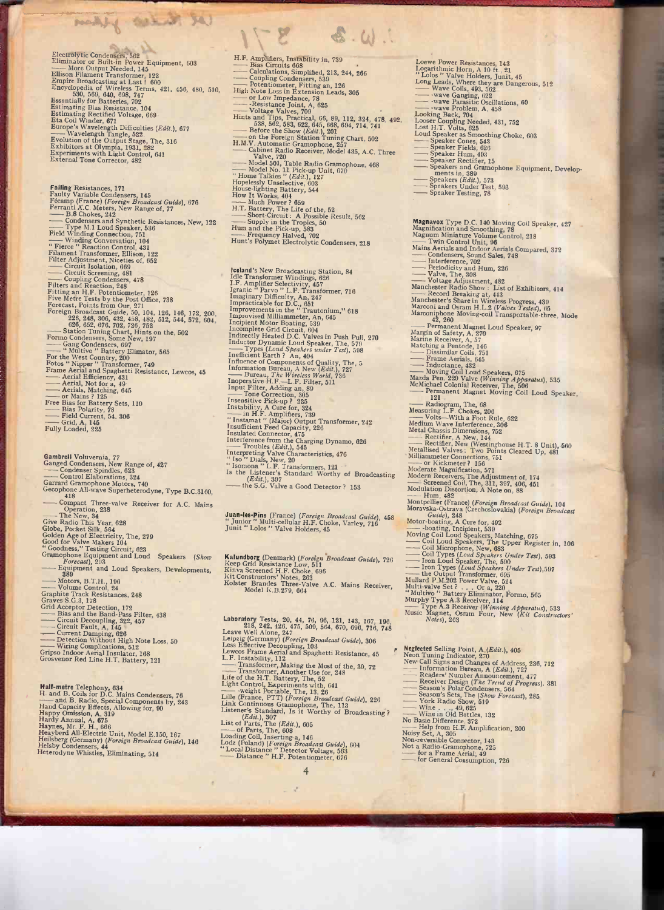Electrolytic Condensers, 562
Eliminator or Built-in Power Equipment, 603
—— More Output Needed, 145
Ellison Filament Transformer, 122
Empire Broadcasting at Last! 600
Encyclopedia of Wireless Terms, 421, 456, 480, 510, 530, 569, 640, 698, 747
Essentially for Batteries, 702
Estimating Bias Resistance, 104
Estimating Rectified Voltage, 669
Eta Coil Winder, 671
Europe's Wavelength Difficulties (*Edit.*), 677
—— Wavelength Tangle, 522
Evolution of the Output Stage, The, 316
Exhibitors at Olympia, 1931, 282
Experiments with Light Control, 641
External Tone Corrector, 482

**Failing** Resistances, 171
Faulty Variable Condensers, 145
Fécamp (France) (*Foreign Broadcast Guide*), 676
Ferranti A.C. Meters, New Range of, 77
—— B.8 Chokes, 242
—— Condensers and Synthetic Resistances, New, 122
—— Type M.1 Loud Speaker, 536
Field Winding Connection, 751
—— Winding Conversation, 104
"Fierce" Reaction Control, 431
Filament Transformer, Ellison, 122
Filter Adjustment, Niceties of, 652
—— Circuit Isolation, 669
—— Circuit Screening, 481
—— Coupling Condensers, 478
Filters and Reaction, 248
Fitting an H.F. Potentiometer, 126
Five Metre Tests by the Post Office, 738
Forecast, Points from Our, 271
Foreign Broadcast Guide, 50, 104, 126, 146, 172, 200, 226, 248, 306, 432, 458, 482, 512, 544, 572, 604, 626, 652, 676, 702, 726, 752
—— Station Tuning Chart, Hints on the, 502
Formo Condensers, Some New, 197
—— Gang Condensers, 697
—— "Multivo" Battery Elimator, 565
For the West Country, 200
Fotos "Nipper" Transformer, 749
Frame Aerial and Spaghetti Resistance, Lewcos, 45
—— Aerial Efficiency, 431
—— Aerial, Not for a, 49
—— Aerials, Matching, 645
—— or Mains? 125
Free Bias for Battery Sets, 110
—— Bias Polarity, 78
—— Field Current, 54, 306
—— Grid, A, 145
Fully Loaded, 225

**Gambrell** Voluvernia, 77
Ganged Condensers, New Range of, 427
—— Condenser Spindles, 623
—— Control Elaborations, 324
Garrard Gramophone Motors, 740
Gecophone All-wave Superheterodyne, Type B.C.3160, 418
—— Compact Three-valve Receiver for A.C. Mains Operation, 238
—— The New, 34
Give Radio This Year, 628
Globe, Pocket Silk, 564
Golden Age of Electricity, The, 279
Good for Valve Makers 104
"Goodness," Testing Circuit, 623
Gramophone Equipment and Loud Speakers (*Show Forecast*), 293
—— Equipment and Loud Speakers, Developments, 389
—— Motors, B.T.H., 196
—— Volume Control, 24
Graphite Track Resistances, 248
Graves S.G.3, 178
Grid Acceptor Detection, 172
—— Bias and the Band-Pass Filter, 438
—— Circuit Decoupling, 322, 457
—— Circuit Fault, A, 145
—— Current Damping, 626
—— Detection Without High Note Loss, 50
—— Wiring Complications, 512
Gripso Indoor Aerial Insulator, 168
Grosvenor Red Line H.T. Battery, 121

**Half-metre** Telephony, 634
H. and B. Coils for D.C. Mains Condensers, 76
—— and B. Radio, Special Components by, 243
Hand Capacity Effects, Allowing for, 90
Happy Omission, A, 319
Hardy Annual, A, 675
Haynes, Mr. F. H., 666
Heayberd All-Electric Unit, Model E.150, 167
Heilsberg (Germany) (*Foreign Broadcast Guide*), 146
Helsby Condensers, 44
Heterodyne Whistles, Eliminating, 514

H.F. Amplifiers, Instability in, 739
—— Bias Circuits 668
—— Calculations, Simplified, 213, 244, 266
—— Coupling Condensers, 539
—— Potentiometer, Fitting an, 126
High Note Loss in Extension Leads, 305
—— or Low Impedance, A, 625
—— -Resistance Joint, A, 625
—— Voltage Valves, 709
Hints and Tips, Practical, 66, 89, 112, 324, 478, 492, 538, 562, 583, 622, 645, 668, 694, 714, 741
—— Before the Show (*Edit.*), 201
—— on the Foreign Station Tuning Chart, 502
H.M.V. Automatic Gramophone, 257
—— Cabinet Radio Receiver, Model 435, A.C. Three Valve, 720
—— Model 501, Table Radio Gramophone, 468
—— Model No. 11 Pick-up Unit, 670
"Home Talkies" (*Edit.*), 127
Hopelessly Unselective, 603
House-lighting Battery, 544
How It Works, 404
—— Much Power? 659
H.T. Battery, The Life of the, 52
—— Short-Circuit: A Possible Result, 562
—— Supply in the Tropics, 50
Hum and the Pick-up, 583
—— Frequency Halved, 702
Hunt's Polymet Electrolytic Condensers, 218

**Iceland's** New Broadcasting Station, 84
Idle Transformer Windings, 626
I.F. Amplifier Selectivity, 457
Igranic "Parvo" L.F. Transformer, 716
Imaginary Difficulty, An, 247
Impracticable for D.C., 651
Improvements in the "Trautonium," 618
Improvised Milliammeter, An, 645
Incipient Motor Boating, 539
Incomplete Grid Circuit, 604
Indirectly Heated D.C. Valves in Push Pull, 270
Inductor Dynamic Loud Speaker, The, 579
—— Types (*Loud Speakers under Test*), 598
Inefficient Earth? An, 404
Influence of Components of Quality, The, 5
Information Bureau, A New (*Edit.*), 727
—— Bureau, *The Wireless World*, 736
Inoperative H.F.—L.F. Filter, 511
Input Filter, Adding an, 89
—— Tone Correction, 305
Insensitive Pick-up? 225
Instability, A Cure for, 324
—— in H.F. Amplifiers, 739
"Instamat" (Major) Output Transformer, 242
Insufficient Feed Capacity, 226
Insulated Connector, 475
Interference from the Charging Dynamo, 626
—— Troubles (*Edit.*), 545
Interpreting Valve Characteristics, 476
"Iso" Dials, New, 20
"Isomona" L.F. Transformers, 121
Is the Listener's Standard Worthy of Broadcasting (*Edit.*), 307
—— the S.G. Valve a Good Detector? 153

**Juan-les-Pins** (France) (*Foreign Broadcast Guide*), 458
"Junior" Multi-cellular H.F. Choke, Varley, 716
Junit "Lolos" Valve Holders, 45

**Kalundborg** (Denmark) (*Foreign Broadcast Guide*), 726
Keep Grid Resistance Low, 511
Kinva Screened H.F. Choke, 696
Kit Constructors' Notes, 263
Kolster Brandes Three-Valve A.C. Mains Receiver, Model K.B.279, 664

**Laboratory** Tests, 20, 44, 76, 96, 121, 143, 167, 196, 218, 242, 426, 475, 509, 564, 670, 696, 716, 748
Leave Well Alone, 247
Leipzig (Germany) (*Foreign Broadcast Guide*), 306
Less Effective Decoupling, 103
Lewcos Frame Aerial and Spaghetti Resistance, 45
L.F. Instability, 112
—— Transformer, Making the Most of the, 30, 72
—— Transformer, Another Use for, 248
Life of the H.T. Battery, The, 52
Light Control, Experiments with, 641
—— -weight Portable, The, 13, 26
Lille (France, PTT) (*Foreign Broadcast Guide*), 226
Link Continuous Gramophone, The, 113
Listener's Standard, Is it Worthy of Broadcasting? (*Edit.*), 307
List of Parts, The (*Edit.*), 605
—— of Parts, The, 608
Loading Coil, Inserting a, 146
Lodz (Poland) (*Foreign Broadcast Guide*), 604
"Local Distance" Detector Voltage, 563
—— Distance" H.F. Potentiometer, 676

Loewe Power Resistances, 143
Logarithmic Horn, A 10 ft., 21
"Lolos" Valve Holders, Junit, 45
Long Leads, Where they are Dangerous, 512
—— Wave Coils, 493, 562
—— -wave Ganging, 622
—— -wave Parasitic Oscillations, 60
—— -wave Problem, A, 458
Looking Back, 704
Looser Coupling Needed, 431, 752
Lost H.T. Volts, 625
Loud Speaker as Smoothing Choke, 603
—— Speaker Cones, 543
—— Speaker Fields, 626
—— Speaker Hum, 493
—— Speaker Rectifier, 15
—— Speakers and Gramophone Equipment, Developments in, 389
—— Speakers (*Edit.*), 573
—— Speakers Under Test, 593
—— Speaker Testing, 78

**Magnavox** Type D.C. 140 Moving Coil Speaker, 427
Magnification and Smoothing, 78
Magnum Miniature Volume Control, 218
—— Twin Control Unit, 96
Mains Aerials and Indoor Aerials Compared, 372
—— Condensers, Sound Sales, 748
—— Interference, 702
—— Periodicity and Hum, 226
—— Valve, The, 308
—— Voltage Adjustment, 482
Manchester Radio Show: List of Exhibitors, 414
—— Record Breaking at, 443
Manchester's Share in Wireless Progress, 439
Marconi and Osram H.L.2 (*Valves Tested*), 65
Marconiphone Moving-coil Transportable-three, Mode 42, 260
—— Permanent Magnet Loud Speaker, 97
Margin of Safety, A, 270
Marine Receiver, A, 57
Matching a Pentode, 146
—— Dissimilar Coils, 751
—— Frame Aerials, 645
—— Inductance, 432
—— Moving Coil Loud Speakers, 675
Mazda Pen. 220 Valve (*Winning Apparatus*), 535
McMichael Colonial Receiver, The, 506
—— Permanent Magnet Moving Coil Loud Speaker, 121
—— Radiogram, The, 68
Measuring L.F. Chokes, 206
—— Volts—With a Foot Rule, 622
Medium Wave Interference, 306
Metal Chassis Dimensions, 752
—— Rectifier, A New, 144
—— Rectifier, New (Westinghouse H.T. 8 Unit), 560
Metallised Valves: Two Points Cleared Up, 481
Milliammeter Connections, 751
—— or Kickmeter? 156
Moderate Magnification, 571
Modern Receivers, The Adjustment of, 174
—— Screened Coil, The, 311, 397, 406, 451
Modulation Distortion, A Note on, 88
—— Hum, 482
Montpellier (France) (*Foreign Broadcast Guide*), 104
Moravska-Ostrava (Czechoslovakia) (*Foreign Broadcast Guide*), 248
Motor-boating, A Cure for, 492
—— -boating, Incipient, 539
Moving Coil Loud Speakers, Matching, 675
—— Coil Loud Speakers, The Upper Register in, 106
—— Coil Microphone, New, 683
—— Coil Types (*Loud Speakers Under Test*), 593
—— Iron Loud Speaker, The, 590
—— Iron Types (*Loud Speakers Under Test*), 597
—— the Output Transformer, 695
Mullard P.M.202 Power Valve, 524
Multi-valve Set? . . . Or a, 220
"Multivo" Battery Eliminator, Formo, 565
Murphy Type A.3 Receiver, 114
—— Type A.3 Receiver (*Winning Apparatus*), 533
Music Magnet, Osram Four, New (*Kit Constructors' Notes*), 263

**Neglected** Selling Point, A (*Edit.*), 405
Neon Tuning Indicator, 270
New Call Signs and Changes of Address, 236, 712
—— Information Bureau, A (*Edit.*), 727
—— Readers' Number Announcement, 477
—— Receiver Design (*The Trend of Progress*), 381
—— Season's Polar Condensers, 564
—— Season's Sets, The (*Show Forecast*), 285
—— York Radio Show, 519
—— Wine . . ., 49, 625
—— Wine in Old Bottles, 132
No Basic Difference, 372
—— Help from H.F. Amplification, 200
Noisy Set, A, 305
Non-reversible Connector, 143
Not a Radio-Gramophone, 725
—— for a Frame Aerial, 49
—— for General Consumption, 726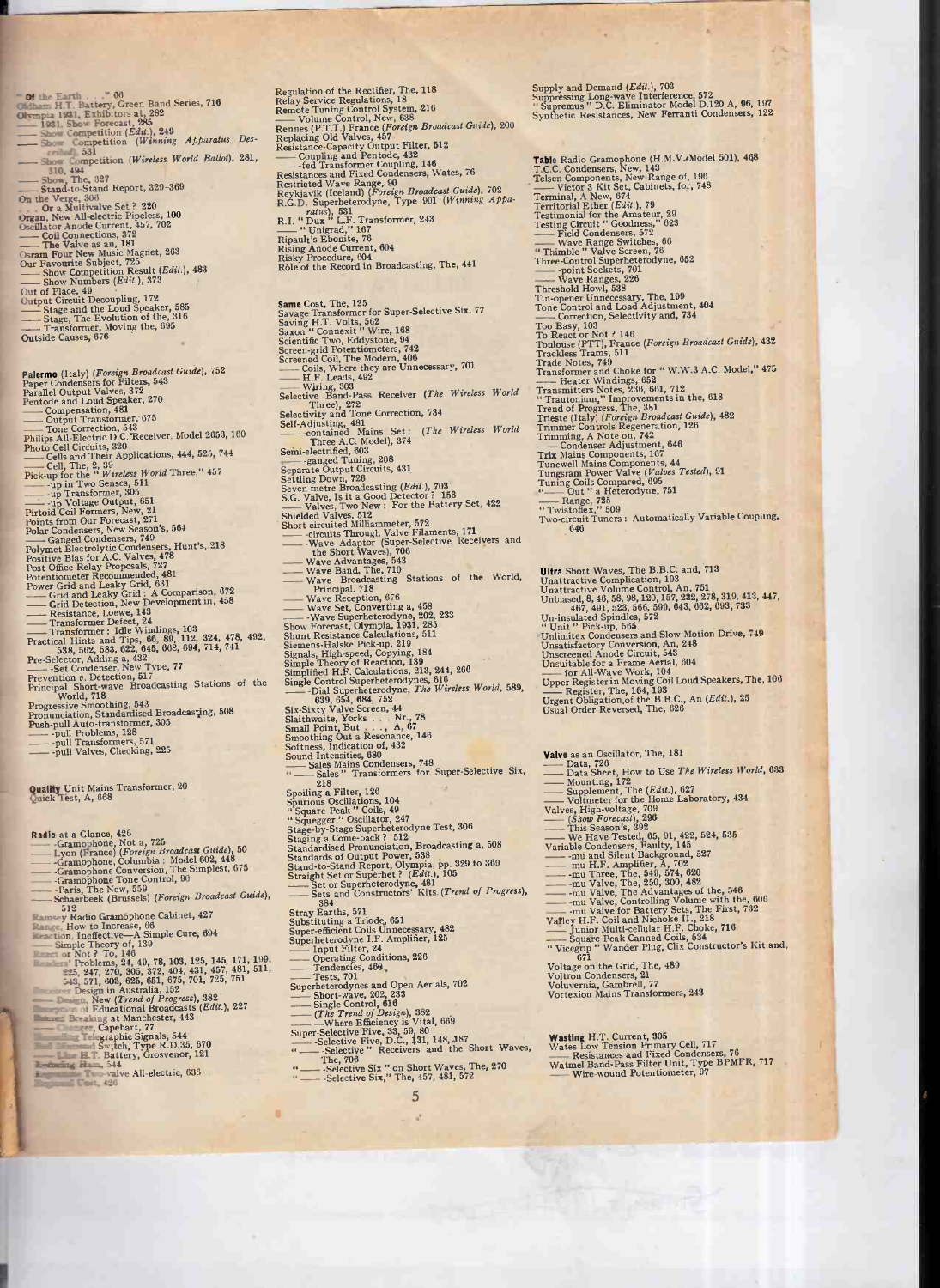**Of** the Earth . . ." 66
Oldham H.T. Battery, Green Band Series, 716
Olympia 1931, Exhibitors at, 282
—— 1931, Show Forecast, 285
—— Show Competition (*Edit.*), 249
—— Show Competition (*Winning Apparatus Described*), 531
—— Show Competition (*Wireless World Ballot*), 281, 310, 494
—— Show, The, 327
—— Stand-to-Stand Report, 329-369
On the Verge, 306
. . . Or a Multivalve Set ? 220
Organ, New All-electric Pipeless, 100
Oscillator Anode Current, 457, 702
—— Coil Connections, 372
—— The Valve as an, 181
Osram Four New Music Magnet, 263
Our Favourite Subject, 725
—— Show Competition Result (*Edit.*), 483
—— Show Numbers (*Edit.*), 373
Out of Place, 49
Output Circuit Decoupling, 172
—— Stage and the Loud Speaker, 585
—— Stage, The Evolution of the, 316
—— Transformer, Moving the, 695
Outside Causes, 676

**Palermo** (Italy) (*Foreign Broadcast Guide*), 752
Paper Condensers for Filters, 543
Parallel Output Valves, 372
Pentode and Loud Speaker, 270
—— Compensation, 481
—— Output Transformer, 675
—— Tone Correction, 543
Philips All-Electric D.C. Receiver, Model 2653, 160
Photo Cell Circuits, 320
—— Cells and Their Applications, 444, 525, 744
—— Cell, The, 2, 39
Pick-up for the "*Wireless World* Three," 457
—— -up in Two Senses, 511
—— -up Transformer, 305
—— -up Voltage Output, 651
Pirtoid Coil Formers, New, 21
Points from Our Forecast, 271
Polar Condensers, New Season's, 564
—— Ganged Condensers, 749
Polymet Electrolytic Condensers, Hunt's, 218
Positive Bias for A.C. Valves, 478
Post Office Relay Proposals, 727
Potentiometer Recommended, 481
Power Grid and Leaky Grid, 631
—— Grid and Leaky Grid : A Comparison, 672
—— Grid Detection, New Development in, 458
—— Resistance, Loewe, 143
—— Transformer Defect, 24
—— Transformer : Idle Windings, 103
Practical Hints and Tips, 66, 89, 112, 324, 478, 492, 538, 562, 583, 622, 645, 668, 694, 714, 741
Pre-Selector, Adding a, 432
—— -Set Condenser, New Type, 77
Prevention *v.* Detection, 517
Principal Short-wave Broadcasting Stations of the World, 718
Progressive Smoothing, 543
Pronunciation, Standardised Broadcasting, 508
Push-pull Auto-transformer, 305
—— -pull Problems, 128
—— -pull Transformers, 571
—— -pull Valves, Checking, 225

**Quality** Unit Mains Transformer, 20
Quick Test, A, 668

**Radio** at a Glance, 426
—— -Gramophone, Not a, 725
—— Lyon (France) (*Foreign Broadcast Guide*), 50
—— -Gramophone, Columbia : Model 602, 448
—— -Gramophone Conversion, The Simplest, 675
—— -Gramophone Tone Control, 90
—— -Paris, The New, 559
—— Schaerbeek (Brussels) (*Foreign Broadcast Guide*), 512
Ramsey Radio Gramophone Cabinet, 427
Range, How to Increase, 66
Reaction, Ineffective—A Simple Cure, 694
—— Simple Theory of, 139
React or Not ? To, 146
Readers' Problems, 24, 49, 78, 103, 125, 145, 171, 199, 225, 247, 270, 305, 372, 404, 431, 457, 481, 511, 543, 571, 603, 625, 651, 675, 701, 725, 751
Receiver Design in Australia, 152
—— Design, New (*Trend of Progress*), 382
Reception of Educational Broadcasts (*Edit.*), 227
Record Breaking at Manchester, 443
—— Changer, Capehart, 77
Recording Telegraphic Signals, 544
Red Diamond Switch, Type R.D.35, 670
—— Line H.T. Battery, Grosvenor, 121
Reducing Hum, 544
Regentone Two-valve All-electric, 636
Regional Unit, 426

Regulation of the Rectifier, The, 118
Relay Service Regulations, 18
Remote Tuning Control System, 216
—— Volume Control, New, 638
Rennes (P.T.T.) France (*Foreign Broadcast Guide*), 200
Replacing Old Valves, 457
Resistance-Capacity Output Filter, 512
—— Coupling and Pentode, 432
—— -fed Transformer Coupling, 146
Resistances and Fixed Condensers, Wates, 76
Restricted Wave Range, 90
Reykjavik (Iceland) (*Foreign Broadcast Guide*), 702
R.G.D. Superheterodyne, Type 901 (*Winning Apparatus*), 531
R.I. "Dux" L.F. Transformer, 243
—— "Unigrad," 167
Ripault's Ebonite, 76
Rising Anode Current, 604
Risky Procedure, 604
Rôle of the Record in Broadcasting, The, 441

**Same** Cost, The, 125
Savage Transformer for Super-Selective Six, 77
Saving H.T. Volts, 562
Saxon "Connexit" Wire, 168
Scientific Two, Eddystone, 94
Screen-grid Potentiometers, 742
Screened Coil, The Modern, 406
—— Coils, Where they are Unnecessary, 701
—— H.F. Leads, 492
—— Wiring, 303
Selective Band-Pass Receiver (*The Wireless World* Three), 272
Selectivity and Tone Correction, 734
Self-Adjusting, 481
—— -contained Mains Set : (*The Wireless World* Three A.C. Model), 374
Semi-electrified, 603
—— -ganged Tuning, 208
Separate Output Circuits, 431
Settling Down, 726
Seven-metre Broadcasting (*Edit.*), 703
S.G. Valve, Is it a Good Detector ? 153
—— Valves, Two New : For the Battery Set, 422
Shielded Valves, 512
Short-circuited Milliammeter, 572
—— -circuits Through Valve Filaments, 171
—— -Wave Adaptor (Super-Selective Receivers and the Short Waves), 706
—— Wave Advantages, 543
—— Wave Band, The, 710
—— Wave Broadcasting Stations of the World, Principal, 718
—— Wave Reception, 676
—— Wave Set, Converting a, 458
—— -Wave Superheterodyne, 202, 233
Show Forecast, Olympia, 1931, 285
Shunt Resistance Calculations, 511
Siemens-Halske Pick-up, 219
Signals, High-speed, Copying, 184
Simple Theory of Reaction, 139
Simplified H.F. Calculations, 213, 244, 266
Single Control Superheterodynes, 616
—— -Dial Superheterodyne, *The Wireless World*, 589, 639, 654, 684, 752
Six-Sixty Valve Screen, 44
Slaithwaite, Yorks . . . Nr., 78
Small Point, But . . ., A, 67
Smoothing Out a Resonance, 146
Softness, Indication of, 432
Sound Intensities, 680
—— Sales Mains Condensers, 748
"—— Sales" Transformers for Super-Selective Six, 218
Spoiling a Filter, 126
Spurious Oscillations, 104
"Square Peak" Coils, 49
"Squegger" Oscillator, 247
Stage-by-Stage Superheterodyne Test, 306
Staging a Come-back ? 512
Standardised Pronunciation, Broadcasting a, 508
Standards of Output Power, 538
Stand-to-Stand Report, Olympia, pp. 329 to 369
Straight Set or Superhet ? (*Edit.*), 105
—— Set or Superheterodyne, 481
—— Sets and Constructors' Kits (*Trend of Progress*), 384
Stray Earths, 571
Substituting a Triode, 651
Super-efficient Coils Unnecessary, 482
Superheterodyne I.F. Amplifier, 125
—— Input Filter, 24
—— Operating Conditions, 226
—— Tendencies, 464
—— Tests, 701
Superheterodynes and Open Aerials, 702
—— Short-wave, 202, 233
—— Single Control, 616
—— (*The Trend of Design*), 382
—— —Where Efficiency is Vital, 669
Super-Selective Five, 33, 59, 80
—— -Selective Five, D.C., 131, 148, 187
"—— -Selective" Receivers and the Short Waves, The, 706
"—— -Selective Six" on Short Waves, The, 270
"—— -Selective Six," The, 457, 481, 572

Supply and Demand (*Edit.*), 703
Suppressing Long-wave Interference, 572
"Supremus" D.C. Eliminator Model D.120 A, 96, 197
Synthetic Resistances, New Ferranti Condensers, 122

**Table** Radio Gramophone (H.M.V. Model 501), 468
T.C.C. Condensers, New, 143
Telsen Components, New Range of, 196
—— Victor 3 Kit Set, Cabinets, for, 748
Terminal, A New, 674
Territorial Ether (*Edit.*), 79
Testimonial for the Amateur, 29
Testing Circuit "Goodness," 623
—— Field Condensers, 572
—— Wave Range Switches, 66
"Thimble" Valve Screen, 76
Three-Control Superheterodyne, 652
—— -point Sockets, 701
—— Wave Ranges, 226
Threshold Howl, 538
Tin-opener Unnecessary, The, 199
Tone Control and Load Adjustment, 404
—— Correction, Selectivity and, 734
Too Easy, 103
To React or Not ? 146
Toulouse (PTT), France (*Foreign Broadcast Guide*), 432
Trackless Trams, 511
Trade Notes, 749
Transformer and Choke for "W.W.3 A.C. Model," 475
—— Heater Windings, 652
Transmitters Notes, 236, 661, 712
"Trautonium," Improvements in the, 618
Trend of Progress, The, 381
Trieste (Italy) (*Foreign Broadcast Guide*), 482
Trimmer Controls Regeneration, 126
Trimming, A Note on, 742
—— Condenser Adjustment, 646
Trix Mains Components, 167
Tunewell Mains Components, 44
Tungsram Power Valve (*Valves Tested*), 91
Tuning Coils Compared, 695
"—— Out" a Heterodyne, 751
—— Range, 725
"Twistoflex," 509
Two-circuit Tuners : Automatically Variable Coupling, 646

**Ultra** Short Waves, The B.B.C. and, 713
Unattractive Complication, 103
Unattractive Volume Control, An, 751
Unbiased, 8, 46, 58, 98, 120, 157, 232, 278, 319, 413, 447, 467, 491, 523, 566, 599, 643, 662, 693, 733
Un-insulated Spindles, 572
"Unit" Pick-up, 565
Unlimitex Condensers and Slow Motion Drive, 749
Unsatisfactory Conversion, An, 248
Unscreened Anode Circuit, 543
Unsuitable for a Frame Aerial, 604
—— for All-Wave Work, 104
Upper Register in Moving Coil Loud Speakers, The, 106
—— Register, The, 164, 193
Urgent Obligation of the B.B.C., An (*Edit.*), 25
Usual Order Reversed, The, 626

**Valve** as an Oscillator, The, 181
—— Data, 726
—— Data Sheet, How to Use *The Wireless World*, 633
—— Mounting, 172
—— Supplement, The (*Edit.*), 627
—— Voltmeter for the Home Laboratory, 434
Valves, High-voltage, 709
—— (*Show Forecast*), 296
—— This Season's, 392
—— We Have Tested, 65, 91, 422, 524, 535
Variable Condensers, Faulty, 145
—— -mu and Silent Background, 527
—— -mu H.F. Amplifier, A, 702
—— -mu Three, The, 549, 574, 620
—— -mu Valve, The, 250, 300, 482
—— -mu Valve, The Advantages of the, 546
—— -mu Valve, Controlling Volume with the, 606
—— -mu Valve for Battery Sets, The First, 732
Varley H.F. Coil and Nichoke II., 218
—— Junior Multi-cellular H.F. Choke, 716
—— Square Peak Canned Coils, 634
"Vicegrip" Wander Plug, Clix Constructor's Kit and, 671
Voltage on the Grid, The, 489
Voltron Condensers, 21
Voluvernia, Gambrell, 77
Vortexion Mains Transformers, 243

**Wasting** H.T. Current, 305
Wates Low Tension Primary Cell, 717
—— Resistances and Fixed Condensers, 76
Watmel Band-Pass Filter Unit, Type BPMFR, 717
—— Wire-wound Potentiometer, 97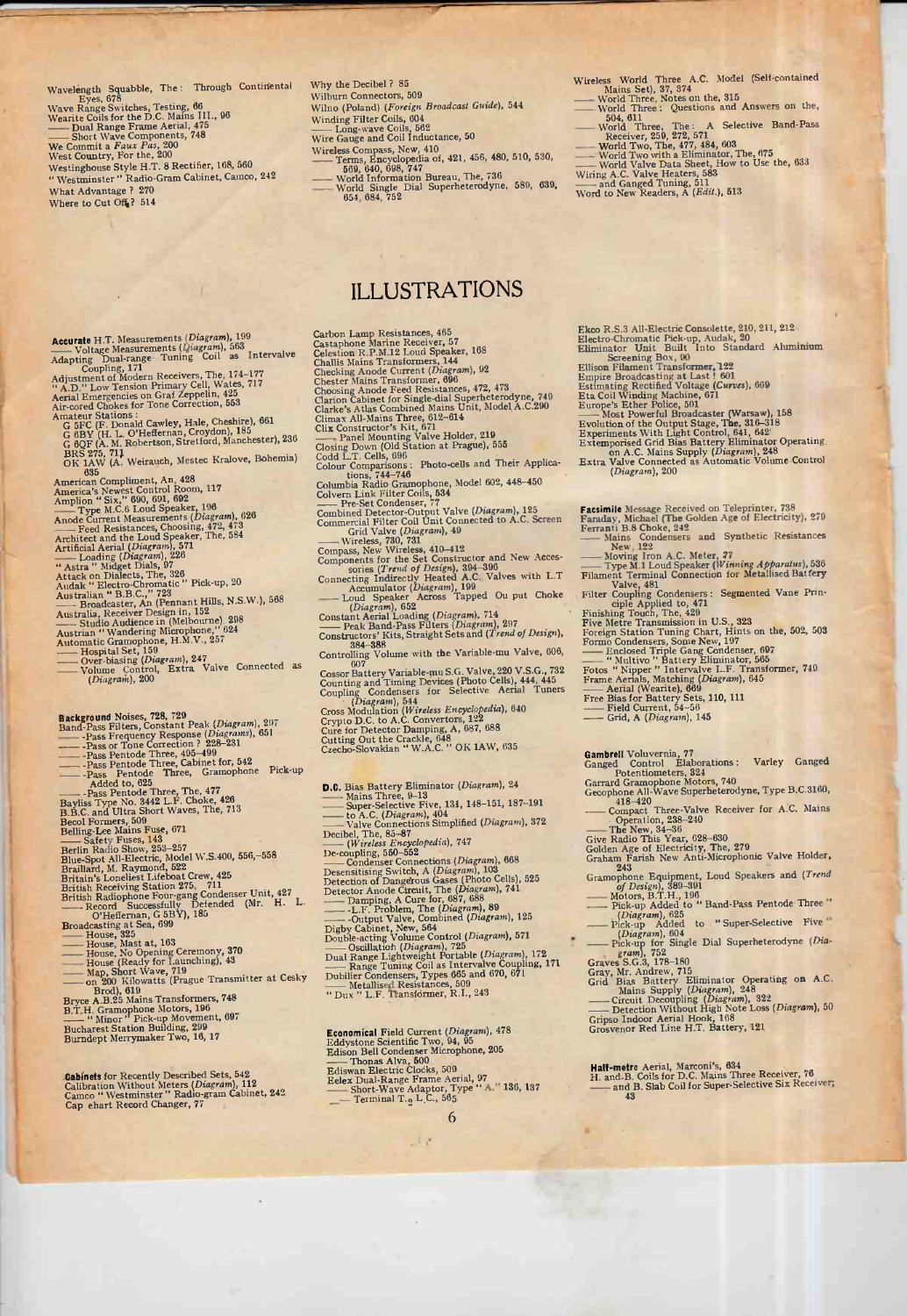Wavelength Squabble, The: Through Continental Eyes, 678
Wave Range Switches, Testing, 66
Wearite Coils for the D.C. Mains III., 96
—— Dual Range Frame Aerial, 475
—— Short Wave Components, 748
We Commit a *Faux Pas*, 200
West Country, For the, 200
Westinghouse Style H.T. 8 Rectifier, 168, 560
"Westminster" Radio-Gram Cabinet, Camco, 242
What Advantage? 270
Where to Cut Off? 514

Why the Decibel? 85
Wilburn Connectors, 509
Wilno (Poland) (*Foreign Broadcast Guide*), 544
Winding Filter Coils, 604
—— Long-wave Coils, 562
Wire Gauge and Coil Inductance, 50
Wireless Compass, New, 410
—— Terms, Encyclopedia of, 421, 456, 480, 510, 530, 569, 640, 698, 747
—— World Information Bureau, The, 736
—— World Single Dial Superheterodyne, 589, 639, 654, 684, 752

Wireless World Three A.C. Model (Self-contained Mains Set), 37, 374
—— World Three, Notes on the, 315
—— World Three: Questions and Answers on the, 504, 611
—— World Three, The: A Selective Band-Pass Receiver, 259, 272, 571
—— World Two, The, 477, 484, 603
—— World Two with a Eliminator, The, 675
—— World Valve Data Sheet, How to Use the, 633
Wiring A.C. Valve Heaters, 583
—— and Ganged Tuning, 511
Word to New Readers, A (*Edit.*), 513

# ILLUSTRATIONS

**Accurate** H.T. Measurements (*Diagram*), 199
—— Voltage Measurements (*Diagram*), 563
Adapting Dual-range Tuning Coil as Intervalve Coupling, 171
Adjustment of Modern Receivers, The, 174–177
"A.D." Low Tension Primary Cell, Wates, 717
Aerial Emergencies on Graf Zeppelin, 425
Air-cored Chokes for Tone Correction, 553
Amateur Stations:
G 5FC (F. Donald Cawley, Hale, Cheshire), 661
G 6BY (H. L. O'Heffernan, Croydon), 185
G 6QF (A. M. Robertson, Stretford, Manchester), 236
BRS 275, 711
OK 1AW (A. Weirauch, Mestec Kralove, Bohemia) 635
American Compliment, An, 428
America's Newest Control Room, 117
Amplion "Six," 690, 691, 692
—— Type M.C.6 Loud Speaker, 196
Anode Current Measurements (*Diagram*), 626
—— Feed Resistances, Choosing, 472, 473
Architect and the Loud Speaker, The, 584
Artificial Aerial (*Diagram*), 571
—— Loading (*Diagram*), 226
"Astra" Midget Dials, 97
Attack on Dialects, The, 326
Audak "Electro-Chromatic" Pick-up, 20
Australian "B.B.C.," 723
—— Broadcaster, An (Pennant Hills, N.S.W.), 568
Australia, Receiver Design in, 152
—— Studio Audience in (Melbourne), 298
Austrian "Wandering Microphone," 624
Automatic Gramophone, H.M.V., 257
—— Hospital Set, 159
—— Over-biasing (*Diagram*), 247
—— Volume Control, Extra Valve Connected as (*Diagram*), 200

**Background** Noises, 728, 729
Band-Pass Filters, Constant Peak (*Diagram*), 297
—— -Pass Frequency Response (*Diagrams*), 651
—— -Pass or Tone Correction? 228–231
—— -Pass Pentode Three, 495–499
—— -Pass Pentode Three, Cabinet for, 542
—— -Pass Pentode Three, Gramophone Pick-up Added to, 625
—— -Pass Pentode Three, The, 477
Bayliss Type No. 3442 L.F. Choke, 426
B.B.C. and Ultra Short Waves, The, 713
Becol Formers, 509
Belling-Lee Mains Fuse, 671
—— Safety Fuses, 143
Berlin Radio Show, 253–257
Blue-Spot All-Electric, Model W.S.400, 556,–558
Braillard, M. Raymond, 522
Britain's Loneliest Lifeboat Crew, 425
British Receiving Station 275, 711
British Radiophone Four-gang Condenser Unit, 427
—— Record Successfully Defended (Mr. H. L. O'Heffernan, G 5BY), 185
Broadcasting at Sea, 699
—— House, 325
—— House, Mast at, 163
—— House, No Opening Ceremony, 370
—— House (Ready for Launching), 43
—— Map, Short Wave, 719
—— on 200 Kilowatts (Prague Transmitter at Cesky Brod), 619
Bryce A.B.25 Mains Transformers, 748
B.T.H. Gramophone Motors, 196
—— "Minor" Pick-up Movement, 697
Bucharest Station Building, 299
Burndept Merrymaker Two, 16, 17

**Cabinets** for Recently Described Sets, 542
Calibration Without Meters (*Diagram*), 112
Camco "Westminster" Radio-gram Cabinet, 242
Cap chart Record Changer, 77

Carbon Lamp Resistances, 465
Castaphone Marine Receiver, 57
Celestion R.P.M.12 Loud Speaker, 168
Challis Mains Transformers, 144
Checking Anode Current (*Diagram*), 92
Chester Mains Transformer, 696
Choosing Anode Feed Resistances, 472, 473
Clarion Cabinet for Single-dial Superheterodyne, 749
Clarke's Atlas Combined Mains Unit, Model A.C.290
Climax All-Mains Three, 612–614
Clix Constructor's Kit, 671
—— Panel Mounting Valve Holder, 219
Closing Down (Old Station at Prague), 555
Codd L.T. Cells, 696
Colour Comparisons: Photo-cells and Their Applications, 744–746
Columbia Radio Gramophone, Model 602, 448–450
Colvern Link Filter Coils, 534
—— Pre-Set Condenser, 77
Combined Detector-Output Valve (*Diagram*), 125
Commercial Filter Coil Unit Connected to A.C. Screen Grid Valve (*Diagram*), 49
—— Wireless, 730, 731
Compass, New Wireless, 410–412
Components for the Set Constructor and New Accessories (*Trend of Design*), 394–396
Connecting Indirectly Heated A.C. Valves with L.T Accumulator (*Diagram*), 199
—— Loud Speaker Across Tapped Ou put Choke (*Diagram*), 652
Constant Aerial Loading (*Diagram*), 714
—— Peak Band-Pass Filters (*Diagram*), 297
Constructors' Kits, Straight Sets and (*Trend of Design*), 384–388
Controlling Volume with the Variable-mu Valve, 606, 607
Cossor Battery Variable-mu S.G. Valve, 220 V.S.G., 732
Counting and Timing Devices (Photo Cells), 444, 445
Coupling Condensers for Selective Aerial Tuners (*Diagram*), 544
Cross Modulation (*Wireless Encyclopedia*), 640
Crypto D.C. to A.C. Convertors, 122
Cure for Detector Damping, A, 687, 688
Cutting Out the Crackle, 648
Czecho-Slovakian "W.A.C." OK 1AW, 635

**D.C.** Bias Battery Eliminator (*Diagram*), 24
—— Mains Three, 9–13
—— Super-Selective Five, 131, 148–151, 187–191
—— to A.C. (*Diagram*), 404
—— Valve Connections Simplified (*Diagram*), 372
Decibel, The, 85–87
—— (*Wireless Encyclopedia*), 747
De-coupling, 550–552
—— Condenser Connections (*Diagram*), 668
Desensitising Switch, A (*Diagram*), 103
Detection of Dangerous Gases (Photo Cells), 525
Detector Anode Circuit, The (*Diagram*), 741
—— Damping, A Cure for, 687, 688
—— -L.F. Problem, The (*Diagram*), 89
—— -Output Valve, Combined (*Diagram*), 125
Digby Cabinet, New, 564
Double-acting Volume Control (*Diagram*), 571
—— Oscillation (*Diagram*), 725
Dual Range Lightweight Portable (*Diagram*), 172
—— Range Tuning Coil as Intervalve Coupling, 171
Dubilier Condensers, Types 665 and 670, 671
—— Metallised Resistances, 509
"Dux" L.F. Transformer, R.I., 243

**Economical** Field Current (*Diagram*), 478
Eddystone Scientific Two, 94, 95
Edison Bell Condenser Microphone, 205
—— Thomas Alva, 500
Ediswan Electric Clocks, 509
Eelex Dual-Range Frame Aerial, 97
—— Short-Wave Adaptor, Type "A," 136, 137
—— Terminal $T_2$ L.C., 565

Ekco R.S.3 All-Electric Consolette, 210, 211, 212
Electro-Chromatic Pick-up, Audak, 20
Eliminator Unit Built Into Standard Aluminium Screening Box, 90
Ellison Filament Transformer, 122
Empire Broadcasting at Last! 601
Estimating Rectified Voltage (*Curves*), 669
Eta Coil Winding Machine, 671
Europe's Ether Police, 501
—— Most Powerful Broadcaster (Warsaw), 158
Evolution of the Output Stage, The, 316–318
Experiments With Light Control, 641, 642
Extemporised Grid Bias Battery Eliminator Operating on A.C. Mains Supply (*Diagram*), 248
Extra Valve Connected as Automatic Volume Control (*Diagram*), 200

**Facsimile** Message Received on Teleprinter, 738
Faraday, Michael (The Golden Age of Electricity), 279
Ferranti B.8 Choke, 242
—— Mains Condensers and Synthetic Resistances New, 122
—— Moving Iron A.C. Meter, 77
—— Type M.1 Loud Speaker (*Winning Apparatus*), 536
Filament Terminal Connection for Metallised Battery Valve, 481
Filter Coupling Condensers: Segmented Vane Principle Applied to, 471
Finishing Touch, The, 429
Five Metre Transmission in U.S., 323
Foreign Station Tuning Chart, Hints on the, 502, 503
Formo Condensers, Some New, 197
—— Enclosed Triple Gang Condenser, 697
—— "Multivo" Battery Eliminator, 565
Fotos "Nipper" Intervalve L.F. Transformer, 749
Frame Aerials, Matching (*Diagram*), 645
—— Aerial (Wearite), 669
Free Bias for Battery Sets, 110, 111
—— Field Current, 54–56
—— Grid, A (*Diagram*), 145

**Gambrell** Voluvernia, 77
Ganged Control Elaborations: Varley Ganged Potentiometers, 324
Garrard Gramophone Motors, 740
Gecophone All-Wave Superheterodyne, Type B.C.3160, 418–420
—— Compact Three-Valve Receiver for A.C. Mains Operation, 238–240
—— The New, 34–36
Give Radio This Year, 628–630
Golden Age of Electricity, The, 279
Graham Farish New Anti-Microphonic Valve Holder, 243
Gramophone Equipment, Loud Speakers and (*Trend of Design*), 389–391
—— Motors, B.T.H., 196
—— Pick-up Added to "Band-Pass Pentode Three" (*Diagram*), 625
—— Pick-up Added to "Super-Selective Five" (*Diagram*), 604
—— Pick-up for Single Dial Superheterodyne (*Diagram*), 752
Graves S.G.3, 178–180
Gray, Mr. Andrew, 715
Grid Bias Battery Eliminator Operating on A.C. Mains Supply (*Diagram*), 248
—— Circuit Decoupling (*Diagram*), 322
—— Detection Without High Note Loss (*Diagram*), 50
Gripso Indoor Aerial Hook, 168
Grosvenor Red Line H.T. Battery, 121

**Half-metre** Aerial, Marconi's, 634
H. and B. Coils for D.C. Mains Three Receiver, 76
—— and B. Slab Coil for Super-Selective Six Receiver, 43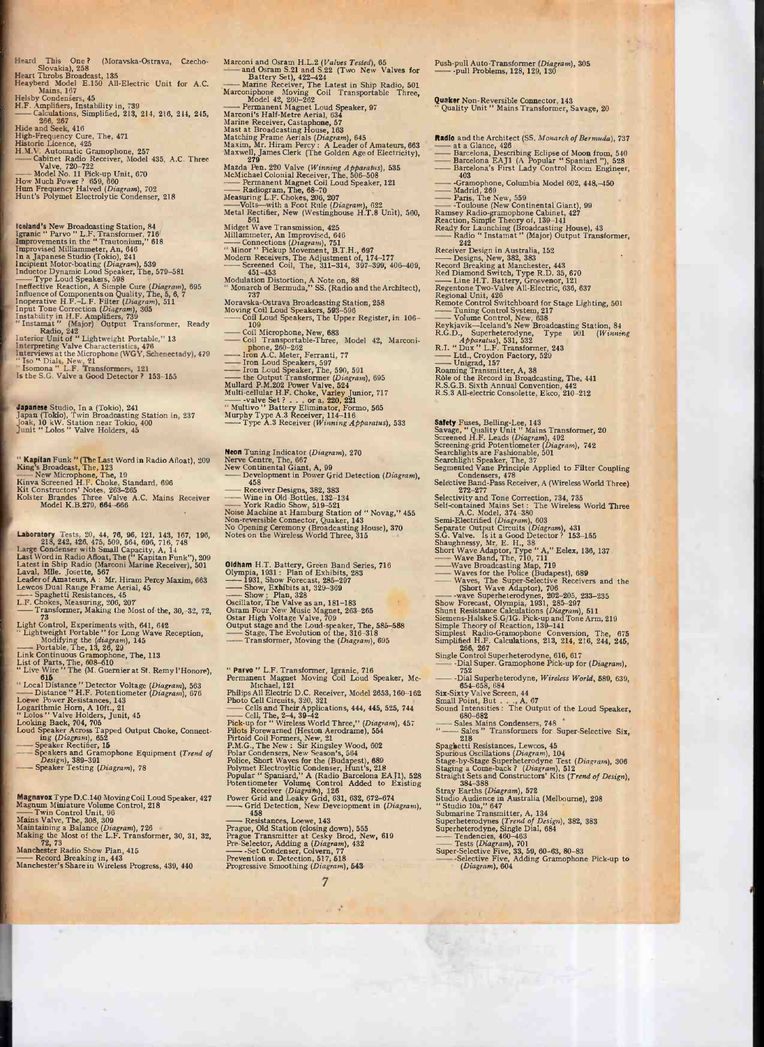Heard This One? (Moravska-Ostrava, Czecho-Slovakia), 258
Heart Throbs Broadcast, 135
Heayberd Model E.150 All-Electric Unit for A.C. Mains, 167
Helsby Condensers, 45
H.F. Amplifiers, Instability in, 739
—— Calculations, Simplified, 213, 214, 216, 244, 245, 266, 267
Hide and Seek, 416
High-Frequency Cure, The, 471
Historic Licence, 425
H.M.V. Automatic Gramophone, 257
—— Cabinet Radio Receiver, Model 435, A.C. Three Valve, 720–722
—— Model No. 11 Pick-up Unit, 670
How Much Power? 659, 660
Hum Frequency Halved (*Diagram*), 702
Hunt's Polymet Electrolytic Condenser, 218

**Iceland's** New Broadcasting Station, 84
Igranic "Parvo" L.F. Transformer, 716
Improvements in the "Trautonium," 618
Improvised Milliammeter, An, 646
In a Japanese Studio (Tokio), 241
Incipient Motor-boating (*Diagram*), 539
Inductor Dynamic Loud Speaker, The, 579–581
—— Type Loud Speakers, 598
Ineffective Reaction, A Simple Cure (*Diagram*), 695
Influence of Components on Quality, The, 5, 6, 7
Inoperative H.F.–L.F. Filter (*Diagram*), 511
Input Tone Correction (*Diagram*), 305
Instability in H.F. Amplifiers, 739
"Instamat" (Major) Output Transformer, Ready Radio, 242
Interior Unit of "Lightweight Portable," 13
Interpreting Valve Characteristics, 476
Interviews at the Microphone (WGY, Schenectady), 479
"Iso" Dials, New, 21
"Isomona" L.F. Transformers, 121
Is the S.G. Valve a Good Detector? 153–155

**Japanese** Studio, In a (Tokio), 241
Japan (Tokio), Twin Broadcasting Station in, 237
Joak, 10 kW. Station near Tokio, 400
Junit "Lolos" Valve Holders, 45

"**Kapitan** Funk" (The Last Word in Radio Afloat), 209
King's Broadcast, The, 123
—— New Microphone, The, 19
Kinva Screened H.F. Choke, Standard, 696
Kit Constructors' Notes, 263–265
Kolster Brandes Three Valve A.C. Mains Receiver Model K.B.279, 664–666

**Laboratory** Tests, 20, 44, 76, 96, 121, 143, 167, 196, 218, 242, 426, 475, 509, 564, 696, 716, 748
Large Condenser with Small Capacity, A, 14
Last Word in Radio Afloat, The ("Kapitan Funk"), 209
Latest in Ship Radio (Marconi Marine Receiver), 501
Laval, Mlle. Josette, 567
Leader of Amateurs, A: Mr. Hiram Percy Maxim, 663
Lewcos Dual Range Frame Aerial, 45
—— Spaghetti Resistances, 45
L.F. Chokes, Measuring, 206, 207
—— Transformer, Making the Most of the, 30, 32, 72, 73
Light Control, Experiments with, 641, 642
"Lightweight Portable" for Long Wave Reception, Modifying the (*diagram*), 145
—— Portable, The, 13, 26, 29
Link Continuous Gramophone, The, 113
List of Parts, The, 608–610
"Live Wire" The (M. Guernier at St. Remy l'Honore), 615
"Local Distance" Detector Voltage (*Diagram*), 563
—— Distance" H.F. Potentiometer (*Diagram*), 676
Loewe Power Resistances, 143
Logarithmic Horn, A 10ft., 21
"Lolos" Valve Holders, Junit, 45
Looking Back, 704, 705
Loud Speaker Across Tapped Output Choke, Connecting (*Diagram*), 652
—— Speaker Rectifier, 15
—— Speakers and Gramophone Equipment (*Trend of Design*), 389–391
—— Speaker Testing (*Diagram*), 78

**Magnavox** Type D.C.140 Moving Coil Loud Speaker, 427
Magnum Miniature Volume Control, 218
—— Twin Control Unit, 96
Mains Valve, The, 308, 309
Maintaining a Balance (*Diagram*), 726
Making the Most of the L.F. Transformer, 30, 31, 32, 72, 73
Manchester Radio Show Plan, 415
—— Record Breaking in, 443
Manchester's Share in Wireless Progress, 430, 440

Marconi and Osram H.L.2 (*Valves Tested*), 65
—— and Osram S.21 and S.22 (Two New Valves for Battery Set), 422–424
—— Marine Receiver, The Latest in Ship Radio, 501
Marconiphone Moving Coil Transportable Three, Model 42, 260–262
—— Permanent Magnet Loud Speaker, 97
Marconi's Half-Metre Aerial, 634
Marine Receiver, Castaphone, 57
Mast at Broadcasting House, 163
Matching Frame Aerials (*Diagram*), 645
Maxim, Mr. Hiram Percy: A Leader of Amateurs, 663
Maxwell, James Clerk (The Golden Age of Electricity), 279
Mazda Pen. 220 Valve (*Winning Apparatus*), 535
McMichael Colonial Receiver, The, 506–508
—— Permanent Magnet Coil Loud Speaker, 121
—— Radiogram, The, 68–70
Measuring L.F. Chokes, 206, 207
——Volts—with a Foot Rule (*Diagram*), 622
Metal Rectifier, New (Westinghouse H.T.8 Unit), 560, 561
Midget Wave Transmission, 425
Milliammeter, An Improvised, 646
—— Connections (*Diagram*), 751
"Minor" Pickup Movement, B.T.H., 697
Modern Receivers, The Adjustment of, 174–177
—— Screened Coil, The, 311–314, 397–399, 406–409, 451–453
Modulation Distortion, A Note on, 88
"Monarch of Bermuda," SS. (Radio and the Architect), 737
Moravska-Ostrava Broadcasting Station, 258
Moving Coil Loud Speakers, 593–596
—— Coil Loud Speakers, The Upper Register, in, 106–109
—— Coil Microphone, New, 683
—— Coil Transportable-Three, Model 42, Marconiphone, 260–262
—— Iron A.C. Meter, Ferranti, 77
—— Iron Loud Speakers, 597
—— Iron Loud Speaker, The, 590, 591
—— the Output Transformer (*Diagram*), 695
Mullard P.M.202 Power Valve, 524
Multi-cellular H.F. Choke, Varley Junior, 717
—— -valve Set? . . . or a, 220, 221
"Multivo" Battery Eliminator, Formo, 565
Murphy Type A.3 Receiver, 114–116
—— Type A.3 Receiver (*Winning Apparatus*), 533

**Neon** Tuning Indicator (*Diagram*), 270
Nerve Centre, The, 667
New Continental Giant, A, 99
—— Development in Power Grid Detection (*Diagram*), 458
—— Receiver Designs, 382, 383
—— Wine in Old Bottles, 132–134
—— York Radio Show, 519–521
Noise Machine at Hamburg Station of "Novag," 455
Non-reversible Connector, Quaker, 143
No Opening Ceremony (Broadcasting House), 370
Notes on the Wireless World Three, 315

**Oldham** H.T. Battery, Green Band Series, 716
Olympia, 1931: Plan of Exhibits, 283
—— 1931, Show Forecast, 285–297
—— Show, Exhibits at, 329–369
—— Show: Plan, 328
Oscillator, The Valve as an, 181–183
Osram Four New Music Magnet, 263–265
Ostar High Voltage Valve, 709
Output stage and the Loud-speaker, The, 585–588
—— Stage, The Evolution of the, 316–318
—— Transformer, Moving the (*Diagram*), 695

"**Parvo**" L.F. Transformer, Igranic, 716
Permanent Magnet Moving Coil Loud Speaker, McMichael, 121
Philips All Electric D.C. Receiver, Model 2653, 160–162
Photo Cell Circuits, 320, 321
—— Cells and Their Applications, 444, 445, 525, 744
—— Cell, The, 2–4, 39–42
Pick-up for "Wireless World Three," (*Diagram*), 457
Pilots Forewarned (Heston Aerodrome), 554
Pirtoid Coil Formers, New, 21
P.M.G., The New: Sir Kingsley Wood, 602
Polar Condensers, New Season's, 564
Police, Short Waves for the (Budapest), 689
Polymet Electroyltic Condenser, Hunt's, 218
Popular "Spaniard," A (Radio Barcelona EAJ1), 528
Potentiometer Volume Control Added to Existing Receiver (*Diagram*), 126
Power Grid and Leaky Grid, 631, 632, 672–674
—— Grid Detection, New Development in (*Diagram*), 458
—— Resistances, Loewe, 143
Prague, Old Station (closing down), 555
Prague Transmitter at Cesky Brod, New, 619
Pre-Selector, Adding a (*Diagram*), 432
—— -Set Condenser, Colvern, 77
Prevention *v.* Detection, 517, 518
Progressive Smoothing (*Diagram*), 543

Push-pull Auto-Transformer (*Diagram*), 305
—— -pull Problems, 128, 129, 130

**Quaker** Non-Reversible Connector, 143
"Quality Unit" Mains Transformer, Savage, 20

**Radio** and the Architect (SS. *Monarch of Bermuda*), 737
—— at a Glance, 426
—— Barcelona, Describing Eclipse of Moon from, 540
—— Barcelona EAJ1 (A Popular "Spaniard"), 528
—— Barcelona's First Lady Control Room Engineer, 403
—— -Gramophone, Columbia Model 602, 448,–450
—— Madrid, 260
—— Paris, The New, 559
—— -Toulouse (New Continental Giant), 99
Ramsey Radio-gramophone Cabinet, 427
Reaction, Simple Theory of, 139–141
Ready for Launching (Broadcasting House), 43
—— Radio "Instamat" (Major) Output Transformer, 242
Receiver Design in Australia, 152
—— Designs, New, 382, 383
Record Breaking at Manchester, 443
Red Diamond Switch, Type R.D. 35, 670
—— Line H.T. Battery, Grosvenor, 121
Regentone Two-Valve All-Electric, 636, 637
Regional Unit, 426
Remote Control Switchboard for Stage Lighting, 501
—— Tuning Control System, 217
—— Volume Control, New, 638
Reykjavik—Iceland's New Broadcasting Station, 84
R.G.D., Superheterodyne, Type 901 (*Winning Apparatus*), 531, 532
R.I. "Dux" L.F. Transformer, 243
—— Ltd., Croydon Factory, 529
—— Unigrad, 157
Roaming Transmitter, A, 38
Rôle of the Record in Broadcasting, The, 441
R.S.G.B. Sixth Annual Convention, 442
R.S.3 All-electric Consolette, Ekco, 210–212

**Safety** Fuses, Belling-Lee, 143
Savage, "Quality Unit" Mains Transformer, 20
Screened H.F. Leads (*Diagram*), 492
Screening-grid Potentiometer (*Diagram*), 742
Searchlights are Fashionable, 501
Searchlight Speaker, The, 37
Segmented Vane Principle Applied to Filter Coupling Condensers, 478
Selective Band-Pass Receiver, A (Wireless World Three) 272–277
Selectivity and Tone Correction, 734, 735
Self-contained Mains Set: The Wireless World Three A.C. Model, 374–380
Semi-Electrified (*Diagram*), 603
Separate Output Circuits (*Diagram*), 431
S.G. Valve. Is it a Good Detector? 153–155
Shaughnessy, Mr. E. H., 38
Short Wave Adaptor, Type "A," Eelex, 136, 137
—— Wave Band, The, 710, 711
——Wave Broadcasting Map, 719
—— Waves for the Police (Budapest), 689
—— Waves, The Super-Selective Receivers and the (Short Wave Adaptor), 706
—— -wave Superheterodynes, 202–205, 233–235
Show Forecast, Olympia, 1931, 285–297
Shunt Resistance Calculations (*Diagram*), 511
Siemens-Halske S.G/1G. Pick-up and Tone Arm, 219
Simple Theory of Reaction, 139–141
Simplest Radio-Gramophone Conversion, The, 675
Simplified H.F. Calculations, 213, 214, 216, 244, 245, 266, 267
Single Control Superheterodyne, 616, 617
—— -Dial Super. Gramophone Pick-up for (*Diagram*), 752
—— -Dial Superheterodyne, *Wireless World*, 589, 639, 654–658, 684
Six-Sixty Valve Screen, 44
Small Point, But . . ., A, 67
Sound Intensities: The Output of the Loud Speaker, 680–682
—— Sales Mains Condensers, 748
"—— Sales" Transformers for Super-Selective Six, 218
Spaghetti Resistances, Lewcos, 45
Spurious Oscillations (*Diagram*), 104
Stage-by-Stage Superheterodyne Test (*Diagram*), 306
Staging a Come-back? (*Diagram*), 512
Straight Sets and Constructors' Kits (*Trend of Design*), 384–388
Stray Earths (*Diagram*), 572
Studio Audience in Australia (Melbourne), 298
"Studio 10a," 647
Submarine Transmitter, A, 134
Superheterodynes (*Trend of Design*), 382, 383
Superheterodyne, Single Dial, 684
—— Tendencies, 460–463
—— Tests (*Diagram*), 701
Super-Selective Five, 33, 59, 60–63, 80–83
—— -Selective Five, Adding Gramophone Pick-up to (*Diagram*), 604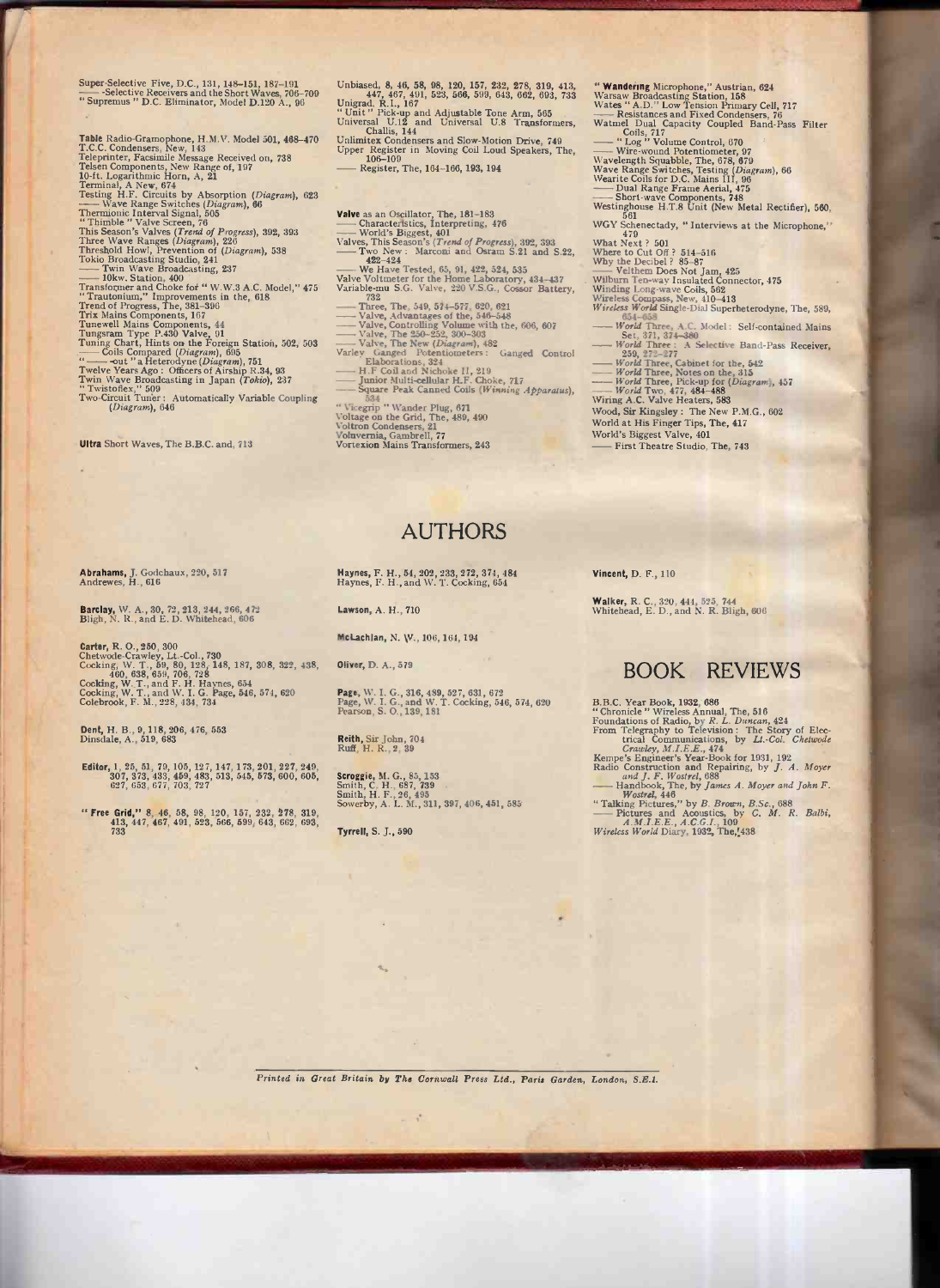Super-Selective Five, D.C., 131, 148–151, 187–191
—— -Selective Receivers and the Short Waves, 706–709
"Supremus" D.C. Eliminator, Model D.120 A., 96

**Table** Radio-Gramophone, H.M.V. Model 501, 468–470
T.C.C. Condensers, New, 143
Teleprinter, Facsimile Message Received on, 738
Telsen Components, New Range of, 197
10-ft. Logarithmic Horn, A, 21
Terminal, A New, 674
Testing H.F. Circuits by Absorption (*Diagram*), 623
—— Wave Range Switches (*Diagram*), 66
Thermionic Interval Signal, 505
"Thimble" Valve Screen, 76
This Season's Valves (*Trend of Progress*), 392, 393
Three Wave Ranges (*Diagram*), 226
Threshold Howl, Prevention of (*Diagram*), 538
Tokio Broadcasting Studio, 241
—— Twin Wave Broadcasting, 237
—— 10kw. Station, 400
Transformer and Choke for "W.W.3 A.C. Model," 475
"Trautonium," Improvements in the, 618
Trend of Progress, The, 381–396
Trix Mains Components, 167
Tunewell Mains Components, 44
Tungsram Type P.430 Valve, 91
Tuning Chart, Hints on the Foreign Station, 502, 503
—— Coils Compared (*Diagram*), 695
"——-out" a Heterodyne (*Diagram*), 751
Twelve Years Ago: Officers of Airship R.34, 93
Twin Wave Broadcasting in Japan (*Tokio*), 237
"Twistoflex," 509
Two-Circuit Tuner: Automatically Variable Coupling (*Diagram*), 646

**Ultra** Short Waves, The B.B.C. and, 713

Unbiased, 8, 46, 58, 98, 120, 157, 232, 278, 319, 413, 447, 467, 491, 523, 566, 599, 643, 662, 693, 733
Unigrad, R.L., 167
"Unit" Pick-up and Adjustable Tone Arm, 565
Universal U.12 and Universal U.8 Transformers, Challis, 144
Unlimitex Condensers and Slow-Motion Drive, 749
Upper Register in Moving Coil Loud Speakers, The, 106–109
—— Register, The, 164–166, 193, 194

**Valve** as an Oscillator, The, 181–183
—— Characteristics, Interpreting, 476
—— World's Biggest, 401
Valves, This Season's (*Trend of Progress*), 392, 393
—— Two New: Marconi and Osram S.21 and S.22, 422–424
—— We Have Tested, 65, 91, 422, 524, 535
Valve Voltmeter for the Home Laboratory, 434–437
Variable-mu S.G. Valve, 220 V.S.G., Cossor Battery, 732
—— Three, The, 549, 574–577, 620, 621
—— Valve, Advantages of the, 546–548
—— Valve, Controlling Volume with the, 606, 607
—— Valve, The 250–252, 300–303
—— Valve, The New (*Diagram*), 482
Varley Ganged Potentiometers: Ganged Control Elaborations, 324
—— H.F. Coil and Nichoke II, 219
—— Junior Multi-cellular H.F. Choke, 717
—— Square Peak Canned Coils (*Winning Apparatus*), 534
"Vicegrip" Wander Plug, 671
Voltage on the Grid, The, 489, 490
Voltron Condensers, 21
Volvernia, Gambrell, 77
Vortexion Mains Transformers, 243

"**Wandering** Microphone," Austrian, 624
Warsaw Broadcasting Station, 158
Wates "A.D." Low Tension Primary Cell, 717
—— Resistances and Fixed Condensers, 76
Watmel Dual Capacity Coupled Band-Pass Filter Coils, 717
—— "Log" Volume Control, 670
—— Wire-wound Potentiometer, 97
Wavelength Squabble, The, 678, 679
Wave Range Switches, Testing (*Diagram*), 66
Wearite Coils for D.C. Mains III, 96
—— Dual Range Frame Aerial, 475
—— Short-wave Components, 748
Westinghouse H.T.8 Unit (New Metal Rectifier), 560, 561
WGY Schenectady, "Interviews at the Microphone," 479
What Next? 501
Where to Cut Off? 514–516
Why the Decibel? 85–87
—— Velthem Does Not Jam, 425
Wilburn Ten-way Insulated Connector, 475
Winding Long-wave Coils, 562
Wireless Compass, New, 410–413
*Wireless World* Single-Dial Superheterodyne, The, 589, 654–658
—— *World* Three, A.C. Model: Self-contained Mains Set, 371, 374–380
—— *World* Three: A Selective Band-Pass Receiver, 259, 272–277
—— *World* Three, Cabinet for the, 542
—— *World* Three, Notes on the, 315
—— *World* Three, Pick-up for (*Diagram*), 457
—— *World* Two, 477, 484–488
Wiring A.C. Valve Heaters, 583
Wood, Sir Kingsley: The New P.M.G., 602
World at His Finger Tips, The, 417
World's Biggest Valve, 401
—— First Theatre Studio, The, 743

## AUTHORS

**Abrahams,** J. Godchaux, 290, 517
Andrewes, H., 616

**Barclay,** W. A., 30, 72, 213, 244, 266, 472
Bligh, N. R., and E. D. Whitehead, 606

**Carter,** R. O., 250, 300
Chetwode-Crawley, Lt.-Col., 730
Cocking, W. T., 59, 80, 128, 148, 187, 308, 322, 438, 460, 638, 659, 706, 728
Cocking, W. T., and F. H. Haynes, 654
Cocking, W. T., and W. I. G. Page, 546, 574, 620
Colebrook, F. M., 228, 434, 734

**Dent,** H. B., 9, 118, 206, 476, 553
Dinsdale, A., 519, 683

**Editor,** 1, 25, 51, 79, 105, 127, 147, 173, 201, 227, 249, 307, 373, 433, 459, 483, 513, 545, 573, 600, 605, 627, 653, 677, 703, 727

"**Free Grid,**" 8, 46, 58, 98, 120, 157, 232, 278, 319, 413, 447, 467, 491, 523, 566, 599, 643, 662, 693, 733

**Haynes,** F. H., 54, 202, 233, 272, 374, 484
Haynes, F. H., and W. T. Cocking, 654

**Lawson,** A. H., 710

**McLachlan,** N. W., 106, 164, 194

**Oliver,** D. A., 579

**Page,** W. I. G., 316, 489, 527, 631, 672
Page, W. I. G., and W. T. Cocking, 546, 574, 620
Pearson, S. O., 139, 181

**Reith,** Sir John, 704
Ruff, H. R., 2, 39

**Scroggie,** M. G., 85, 153
Smith, C. H., 687, 739
Smith, H. F., 26, 495
Sowerby, A. L. M., 311, 397, 406, 451, 585

**Tyrrell,** S. J., 590

**Vincent,** D. F., 110

**Walker,** R. C., 320, 441, 525, 744
Whitehead, E. D., and N. R. Bligh, 606

## BOOK REVIEWS

B.B.C. Year Book, 1932, 686
"Chronicle" Wireless Annual, The, 516
Foundations of Radio, by *R. L. Duncan*, 424
From Telegraphy to Television: The Story of Electrical Communications, by *Lt.-Col. Chetwode Crawley, M.I.E.E.*, 474
Kempe's Engineer's Year-Book for 1931, 192
Radio Construction and Repairing, by *J. A. Moyer and J. F. Wostrel*, 688
—— Handbook, The, by *James A. Moyer and John F. Wostrel*, 446
"Talking Pictures," by *B. Brown, B.Sc.*, 688
—— Pictures and Acoustics, by *C. M. R. Balbi, A.M.I.E.E., A.C.G.I.*, 109
*Wireless World* Diary, 1932, The, 438

*Printed in Great Britain by The Cornwall Press Ltd., Paris Garden, London, S.E.1.*